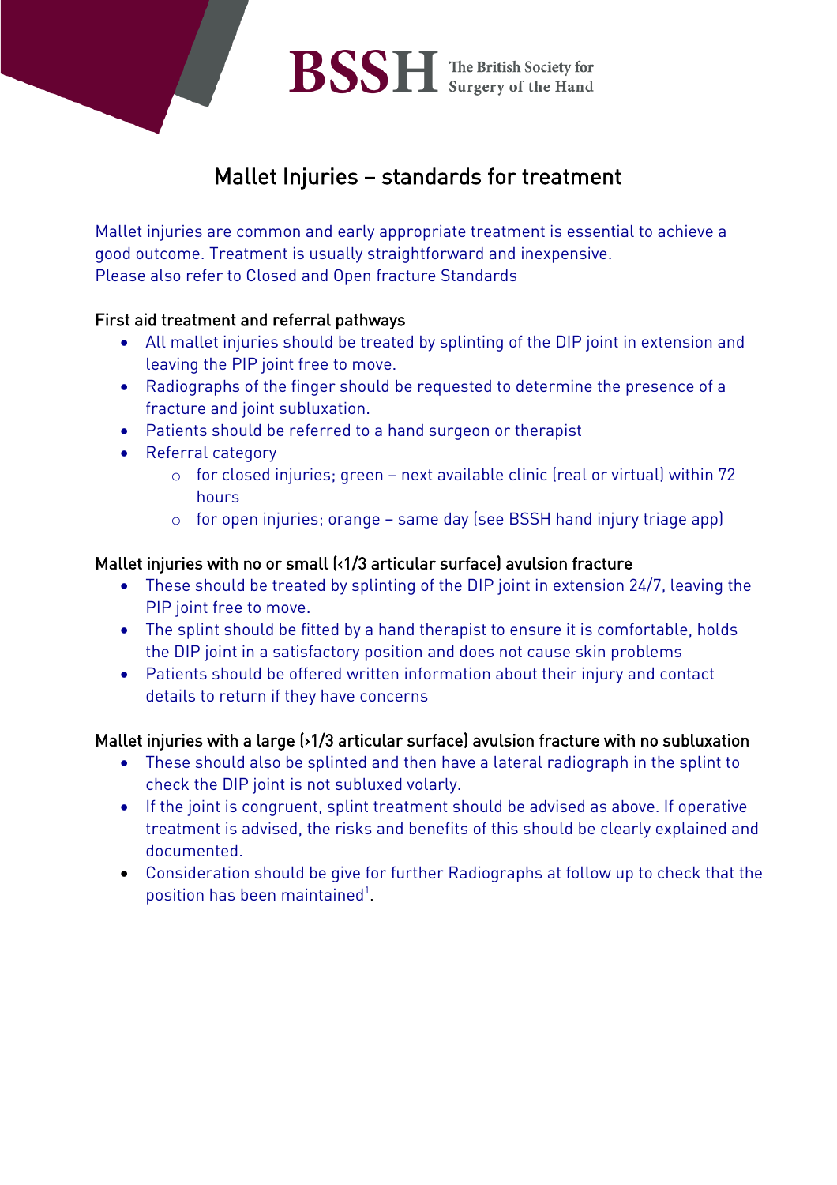BSSH The British Society for Surgery of the Hand

# Mallet Injuries – standards for treatment

Mallet injuries are common and early appropriate treatment is essential to achieve a good outcome. Treatment is usually straightforward and inexpensive.
Please also refer to Closed and Open fracture Standards

## First aid treatment and referral pathways

- All mallet injuries should be treated by splinting of the DIP joint in extension and leaving the PIP joint free to move.
- Radiographs of the finger should be requested to determine the presence of a fracture and joint subluxation.
- Patients should be referred to a hand surgeon or therapist
- Referral category
    - for closed injuries; green – next available clinic (real or virtual) within 72 hours
    - for open injuries; orange – same day (see BSSH hand injury triage app)

## Mallet injuries with no or small (<1/3 articular surface) avulsion fracture

- These should be treated by splinting of the DIP joint in extension 24/7, leaving the PIP joint free to move.
- The splint should be fitted by a hand therapist to ensure it is comfortable, holds the DIP joint in a satisfactory position and does not cause skin problems
- Patients should be offered written information about their injury and contact details to return if they have concerns

## Mallet injuries with a large (>1/3 articular surface) avulsion fracture with no subluxation

- These should also be splinted and then have a lateral radiograph in the splint to check the DIP joint is not subluxed volarly.
- If the joint is congruent, splint treatment should be advised as above. If operative treatment is advised, the risks and benefits of this should be clearly explained and documented.
- Consideration should be give for further Radiographs at follow up to check that the position has been maintained[1].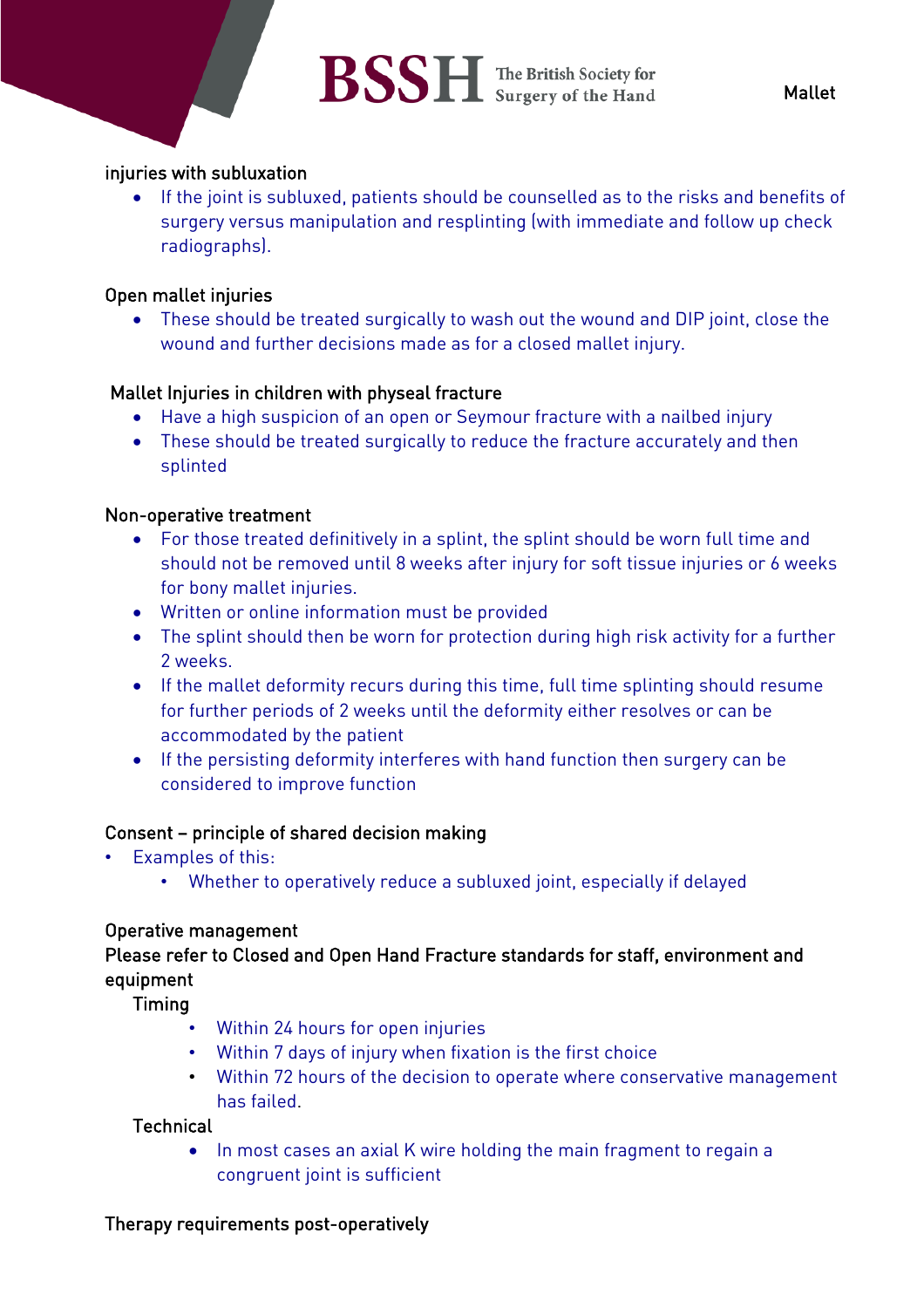injuries with subluxation

- If the joint is subluxed, patients should be counselled as to the risks and benefits of surgery versus manipulation and resplinting (with immediate and follow up check radiographs).

Open mallet injuries

- These should be treated surgically to wash out the wound and DIP joint, close the wound and further decisions made as for a closed mallet injury.

Mallet Injuries in children with physeal fracture

- Have a high suspicion of an open or Seymour fracture with a nailbed injury
- These should be treated surgically to reduce the fracture accurately and then splinted

Non-operative treatment

- For those treated definitively in a splint, the splint should be worn full time and should not be removed until 8 weeks after injury for soft tissue injuries or 6 weeks for bony mallet injuries.
- Written or online information must be provided
- The splint should then be worn for protection during high risk activity for a further 2 weeks.
- If the mallet deformity recurs during this time, full time splinting should resume for further periods of 2 weeks until the deformity either resolves or can be accommodated by the patient
- If the persisting deformity interferes with hand function then surgery can be considered to improve function

Consent – principle of shared decision making

- Examples of this:
  - Whether to operatively reduce a subluxed joint, especially if delayed

Operative management

Please refer to Closed and Open Hand Fracture standards for staff, environment and equipment

Timing

- Within 24 hours for open injuries
- Within 7 days of injury when fixation is the first choice
- Within 72 hours of the decision to operate where conservative management has failed.

Technical

- In most cases an axial K wire holding the main fragment to regain a congruent joint is sufficient

Therapy requirements post-operatively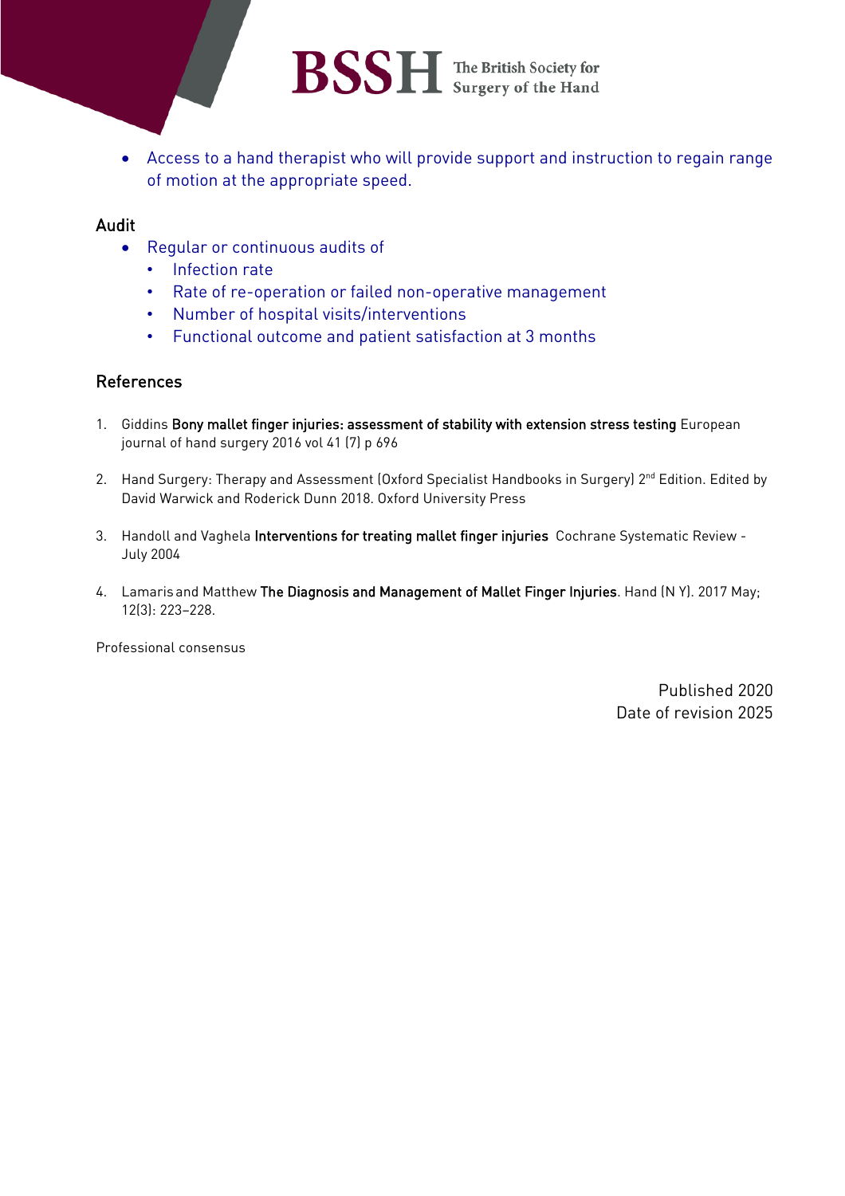- Access to a hand therapist who will provide support and instruction to regain range of motion at the appropriate speed.

## Audit

- Regular or continuous audits of
  - Infection rate
  - Rate of re-operation or failed non-operative management
  - Number of hospital visits/interventions
  - Functional outcome and patient satisfaction at 3 months

## References

1. Giddins **Bony mallet finger injuries: assessment of stability with extension stress testing** European journal of hand surgery 2016 vol 41 (7) p 696

2. Hand Surgery: Therapy and Assessment (Oxford Specialist Handbooks in Surgery) 2nd Edition. Edited by David Warwick and Roderick Dunn 2018. Oxford University Press

3. Handoll and Vaghela **Interventions for treating mallet finger injuries** Cochrane Systematic Review - July 2004

4. Lamaris and Matthew **The Diagnosis and Management of Mallet Finger Injuries**. Hand (N Y). 2017 May; 12(3): 223–228.

Professional consensus

Published 2020
Date of revision 2025